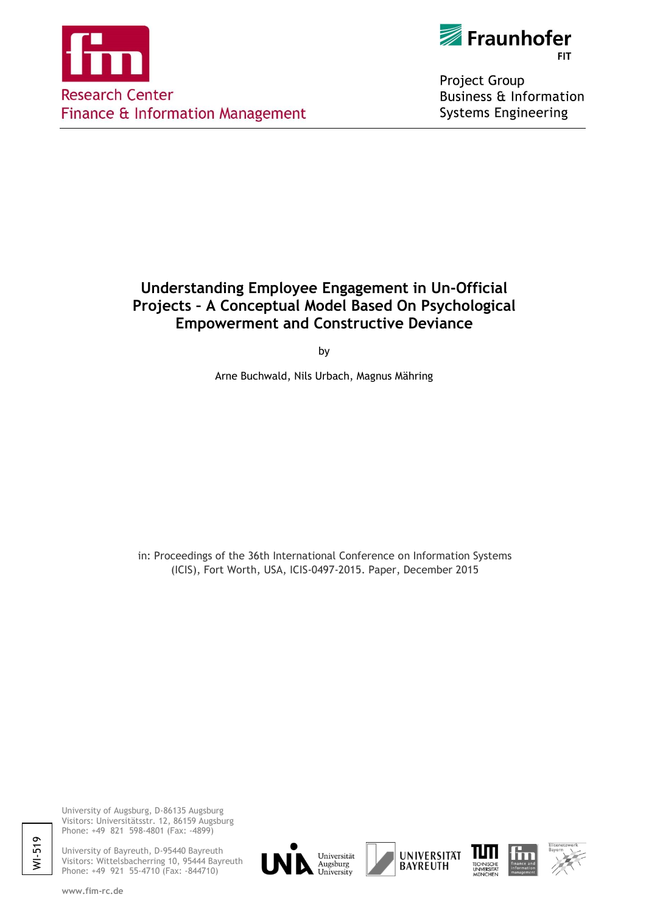Research Center
Finance & Information Management

Fraunhofer FIT

Project Group
Business & Information
Systems Engineering

# Understanding Employee Engagement in Un-Official Projects – A Conceptual Model Based On Psychological Empowerment and Constructive Deviance

by

Arne Buchwald, Nils Urbach, Magnus Mähring

in: Proceedings of the 36th International Conference on Information Systems (ICIS), Fort Worth, USA, ICIS-0497-2015. Paper, December 2015

WI-519

University of Augsburg, D-86135 Augsburg
Visitors: Universitätsstr. 12, 86159 Augsburg
Phone: +49 821 598-4801 (Fax: -4899)

University of Bayreuth, D-95440 Bayreuth
Visitors: Wittelsbacherring 10, 95444 Bayreuth
Phone: +49 921 55-4710 (Fax: -844710)

www.fim-rc.de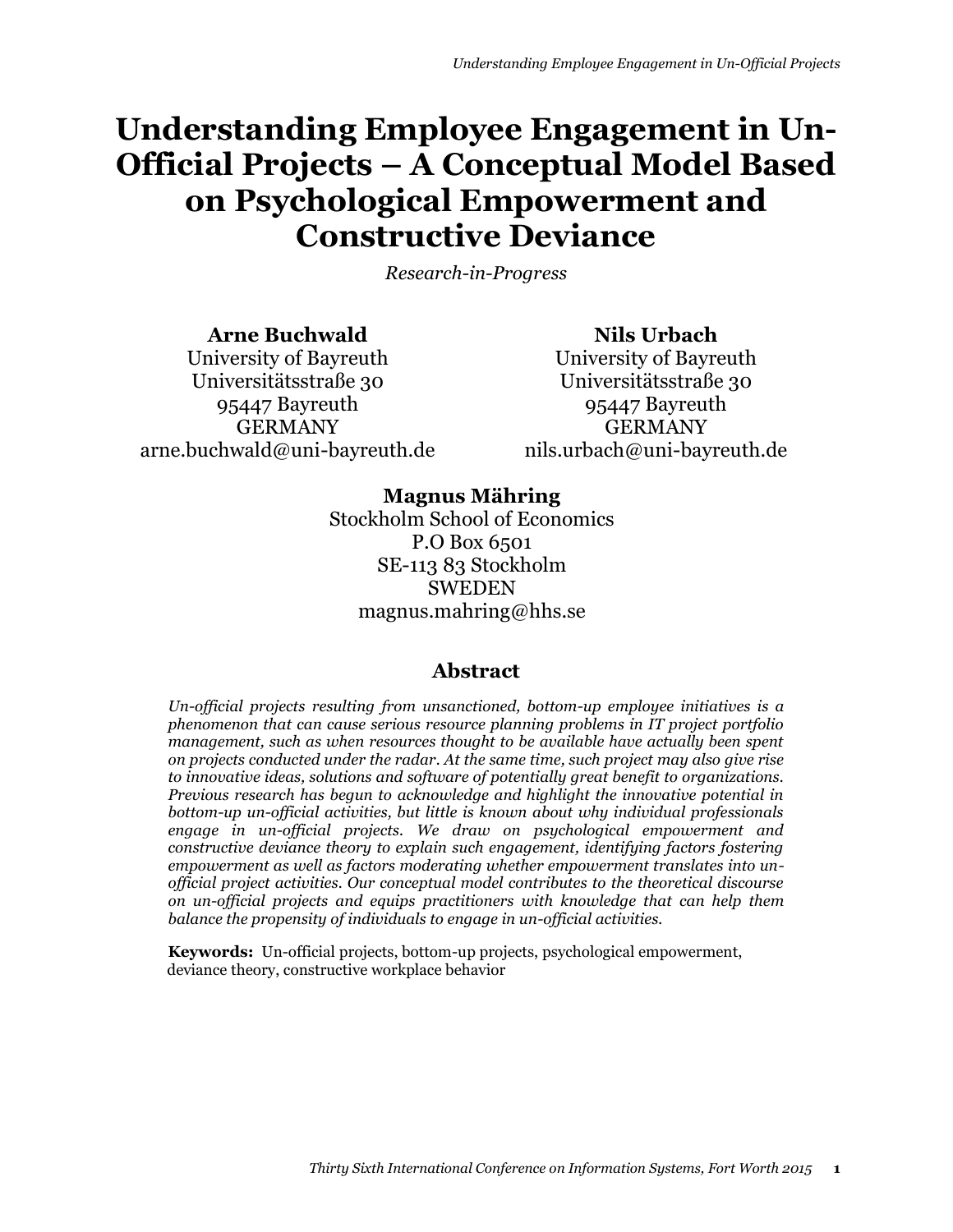# Understanding Employee Engagement in Un-Official Projects – A Conceptual Model Based on Psychological Empowerment and Constructive Deviance

*Research-in-Progress*

**Arne Buchwald**
University of Bayreuth
Universitätsstraße 30
95447 Bayreuth
GERMANY
arne.buchwald@uni-bayreuth.de

**Nils Urbach**
University of Bayreuth
Universitätsstraße 30
95447 Bayreuth
GERMANY
nils.urbach@uni-bayreuth.de

**Magnus Mähring**
Stockholm School of Economics
P.O Box 6501
SE-113 83 Stockholm
SWEDEN
magnus.mahring@hhs.se

## Abstract

*Un-official projects resulting from unsanctioned, bottom-up employee initiatives is a phenomenon that can cause serious resource planning problems in IT project portfolio management, such as when resources thought to be available have actually been spent on projects conducted under the radar. At the same time, such project may also give rise to innovative ideas, solutions and software of potentially great benefit to organizations. Previous research has begun to acknowledge and highlight the innovative potential in bottom-up un-official activities, but little is known about why individual professionals engage in un-official projects. We draw on psychological empowerment and constructive deviance theory to explain such engagement, identifying factors fostering empowerment as well as factors moderating whether empowerment translates into un-official project activities. Our conceptual model contributes to the theoretical discourse on un-official projects and equips practitioners with knowledge that can help them balance the propensity of individuals to engage in un-official activities.*

**Keywords:** Un-official projects, bottom-up projects, psychological empowerment, deviance theory, constructive workplace behavior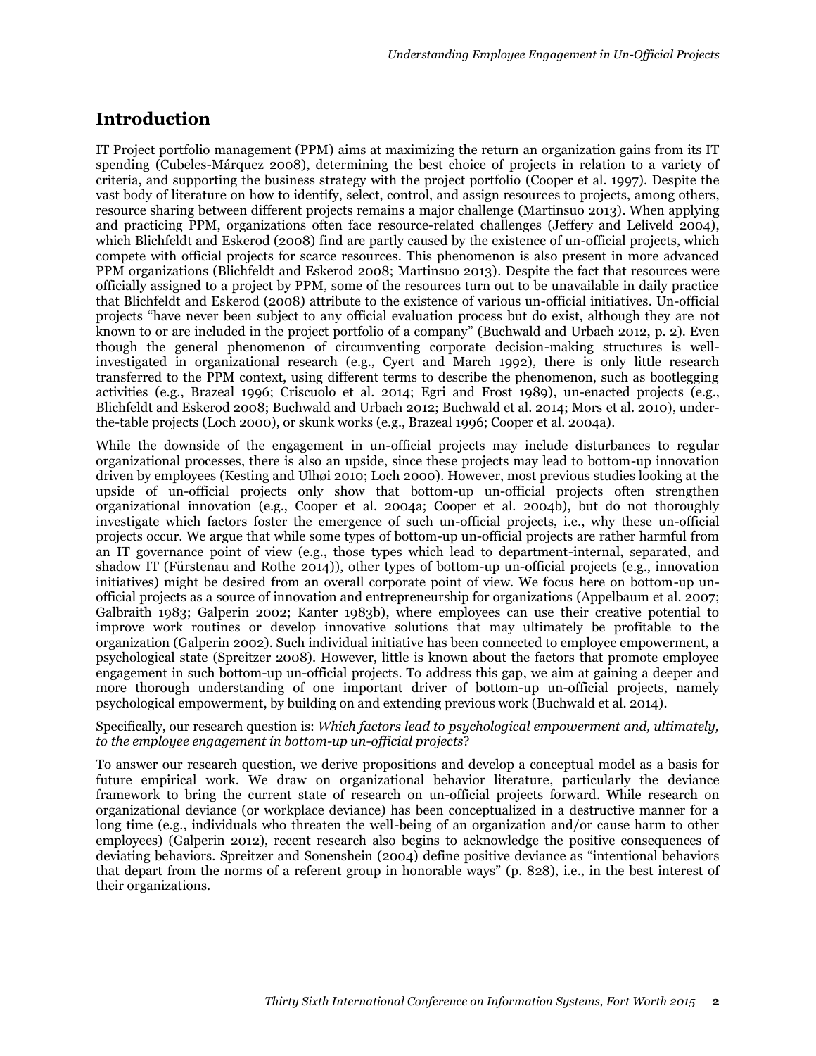## Introduction

IT Project portfolio management (PPM) aims at maximizing the return an organization gains from its IT spending (Cubeles-Márquez 2008), determining the best choice of projects in relation to a variety of criteria, and supporting the business strategy with the project portfolio (Cooper et al. 1997). Despite the vast body of literature on how to identify, select, control, and assign resources to projects, among others, resource sharing between different projects remains a major challenge (Martinsuo 2013). When applying and practicing PPM, organizations often face resource-related challenges (Jeffery and Leliveld 2004), which Blichfeldt and Eskerod (2008) find are partly caused by the existence of un-official projects, which compete with official projects for scarce resources. This phenomenon is also present in more advanced PPM organizations (Blichfeldt and Eskerod 2008; Martinsuo 2013). Despite the fact that resources were officially assigned to a project by PPM, some of the resources turn out to be unavailable in daily practice that Blichfeldt and Eskerod (2008) attribute to the existence of various un-official initiatives. Un-official projects "have never been subject to any official evaluation process but do exist, although they are not known to or are included in the project portfolio of a company" (Buchwald and Urbach 2012, p. 2). Even though the general phenomenon of circumventing corporate decision-making structures is well-investigated in organizational research (e.g., Cyert and March 1992), there is only little research transferred to the PPM context, using different terms to describe the phenomenon, such as bootlegging activities (e.g., Brazeal 1996; Criscuolo et al. 2014; Egri and Frost 1989), un-enacted projects (e.g., Blichfeldt and Eskerod 2008; Buchwald and Urbach 2012; Buchwald et al. 2014; Mors et al. 2010), under-the-table projects (Loch 2000), or skunk works (e.g., Brazeal 1996; Cooper et al. 2004a).

While the downside of the engagement in un-official projects may include disturbances to regular organizational processes, there is also an upside, since these projects may lead to bottom-up innovation driven by employees (Kesting and Ulhøi 2010; Loch 2000). However, most previous studies looking at the upside of un-official projects only show that bottom-up un-official projects often strengthen organizational innovation (e.g., Cooper et al. 2004a; Cooper et al. 2004b), but do not thoroughly investigate which factors foster the emergence of such un-official projects, i.e., why these un-official projects occur. We argue that while some types of bottom-up un-official projects are rather harmful from an IT governance point of view (e.g., those types which lead to department-internal, separated, and shadow IT (Fürstenau and Rothe 2014)), other types of bottom-up un-official projects (e.g., innovation initiatives) might be desired from an overall corporate point of view. We focus here on bottom-up un-official projects as a source of innovation and entrepreneurship for organizations (Appelbaum et al. 2007; Galbraith 1983; Galperin 2002; Kanter 1983b), where employees can use their creative potential to improve work routines or develop innovative solutions that may ultimately be profitable to the organization (Galperin 2002). Such individual initiative has been connected to employee empowerment, a psychological state (Spreitzer 2008). However, little is known about the factors that promote employee engagement in such bottom-up un-official projects. To address this gap, we aim at gaining a deeper and more thorough understanding of one important driver of bottom-up un-official projects, namely psychological empowerment, by building on and extending previous work (Buchwald et al. 2014).

Specifically, our research question is: *Which factors lead to psychological empowerment and, ultimately, to the employee engagement in bottom-up un-official projects*?

To answer our research question, we derive propositions and develop a conceptual model as a basis for future empirical work. We draw on organizational behavior literature, particularly the deviance framework to bring the current state of research on un-official projects forward. While research on organizational deviance (or workplace deviance) has been conceptualized in a destructive manner for a long time (e.g., individuals who threaten the well-being of an organization and/or cause harm to other employees) (Galperin 2012), recent research also begins to acknowledge the positive consequences of deviating behaviors. Spreitzer and Sonenshein (2004) define positive deviance as "intentional behaviors that depart from the norms of a referent group in honorable ways" (p. 828), i.e., in the best interest of their organizations.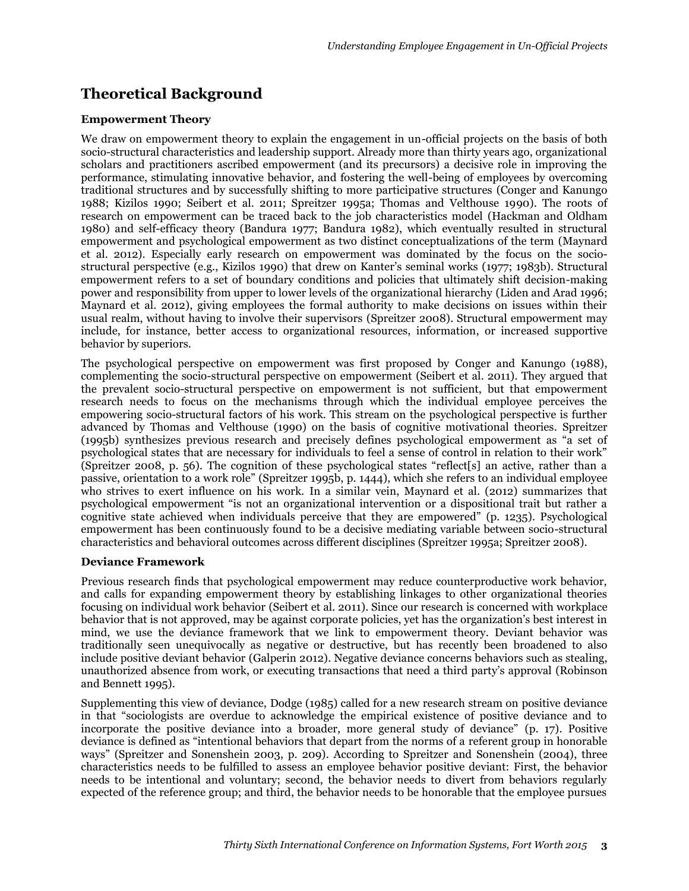## Theoretical Background

### Empowerment Theory

We draw on empowerment theory to explain the engagement in un-official projects on the basis of both socio-structural characteristics and leadership support. Already more than thirty years ago, organizational scholars and practitioners ascribed empowerment (and its precursors) a decisive role in improving the performance, stimulating innovative behavior, and fostering the well-being of employees by overcoming traditional structures and by successfully shifting to more participative structures (Conger and Kanungo 1988; Kizilos 1990; Seibert et al. 2011; Spreitzer 1995a; Thomas and Velthouse 1990). The roots of research on empowerment can be traced back to the job characteristics model (Hackman and Oldham 1980) and self-efficacy theory (Bandura 1977; Bandura 1982), which eventually resulted in structural empowerment and psychological empowerment as two distinct conceptualizations of the term (Maynard et al. 2012). Especially early research on empowerment was dominated by the focus on the socio-structural perspective (e.g., Kizilos 1990) that drew on Kanter's seminal works (1977; 1983b). Structural empowerment refers to a set of boundary conditions and policies that ultimately shift decision-making power and responsibility from upper to lower levels of the organizational hierarchy (Liden and Arad 1996; Maynard et al. 2012), giving employees the formal authority to make decisions on issues within their usual realm, without having to involve their supervisors (Spreitzer 2008). Structural empowerment may include, for instance, better access to organizational resources, information, or increased supportive behavior by superiors.

The psychological perspective on empowerment was first proposed by Conger and Kanungo (1988), complementing the socio-structural perspective on empowerment (Seibert et al. 2011). They argued that the prevalent socio-structural perspective on empowerment is not sufficient, but that empowerment research needs to focus on the mechanisms through which the individual employee perceives the empowering socio-structural factors of his work. This stream on the psychological perspective is further advanced by Thomas and Velthouse (1990) on the basis of cognitive motivational theories. Spreitzer (1995b) synthesizes previous research and precisely defines psychological empowerment as "a set of psychological states that are necessary for individuals to feel a sense of control in relation to their work" (Spreitzer 2008, p. 56). The cognition of these psychological states "reflect[s] an active, rather than a passive, orientation to a work role" (Spreitzer 1995b, p. 1444), which she refers to an individual employee who strives to exert influence on his work. In a similar vein, Maynard et al. (2012) summarizes that psychological empowerment "is not an organizational intervention or a dispositional trait but rather a cognitive state achieved when individuals perceive that they are empowered" (p. 1235). Psychological empowerment has been continuously found to be a decisive mediating variable between socio-structural characteristics and behavioral outcomes across different disciplines (Spreitzer 1995a; Spreitzer 2008).

### Deviance Framework

Previous research finds that psychological empowerment may reduce counterproductive work behavior, and calls for expanding empowerment theory by establishing linkages to other organizational theories focusing on individual work behavior (Seibert et al. 2011). Since our research is concerned with workplace behavior that is not approved, may be against corporate policies, yet has the organization's best interest in mind, we use the deviance framework that we link to empowerment theory. Deviant behavior was traditionally seen unequivocally as negative or destructive, but has recently been broadened to also include positive deviant behavior (Galperin 2012). Negative deviance concerns behaviors such as stealing, unauthorized absence from work, or executing transactions that need a third party's approval (Robinson and Bennett 1995).

Supplementing this view of deviance, Dodge (1985) called for a new research stream on positive deviance in that "sociologists are overdue to acknowledge the empirical existence of positive deviance and to incorporate the positive deviance into a broader, more general study of deviance" (p. 17). Positive deviance is defined as "intentional behaviors that depart from the norms of a referent group in honorable ways" (Spreitzer and Sonenshein 2003, p. 209). According to Spreitzer and Sonenshein (2004), three characteristics needs to be fulfilled to assess an employee behavior positive deviant: First, the behavior needs to be intentional and voluntary; second, the behavior needs to divert from behaviors regularly expected of the reference group; and third, the behavior needs to be honorable that the employee pursues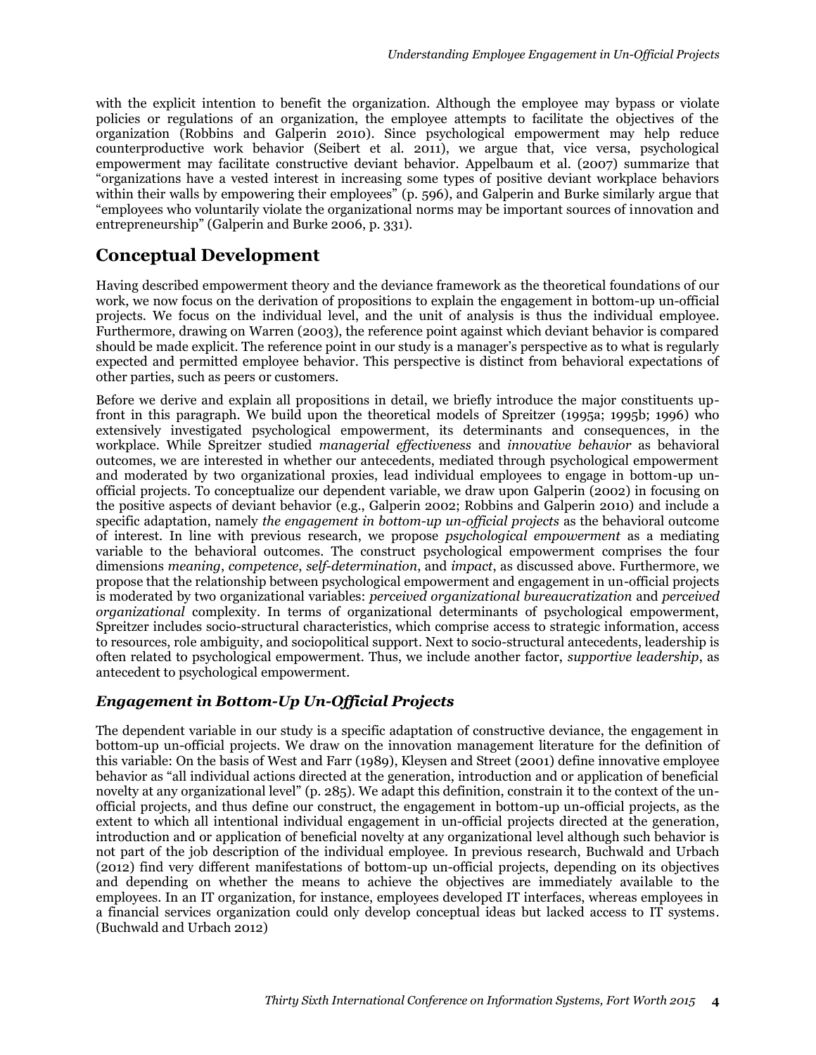with the explicit intention to benefit the organization. Although the employee may bypass or violate policies or regulations of an organization, the employee attempts to facilitate the objectives of the organization (Robbins and Galperin 2010). Since psychological empowerment may help reduce counterproductive work behavior (Seibert et al. 2011), we argue that, vice versa, psychological empowerment may facilitate constructive deviant behavior. Appelbaum et al. (2007) summarize that "organizations have a vested interest in increasing some types of positive deviant workplace behaviors within their walls by empowering their employees" (p. 596), and Galperin and Burke similarly argue that "employees who voluntarily violate the organizational norms may be important sources of innovation and entrepreneurship" (Galperin and Burke 2006, p. 331).

## Conceptual Development

Having described empowerment theory and the deviance framework as the theoretical foundations of our work, we now focus on the derivation of propositions to explain the engagement in bottom-up un-official projects. We focus on the individual level, and the unit of analysis is thus the individual employee. Furthermore, drawing on Warren (2003), the reference point against which deviant behavior is compared should be made explicit. The reference point in our study is a manager's perspective as to what is regularly expected and permitted employee behavior. This perspective is distinct from behavioral expectations of other parties, such as peers or customers.

Before we derive and explain all propositions in detail, we briefly introduce the major constituents up-front in this paragraph. We build upon the theoretical models of Spreitzer (1995a; 1995b; 1996) who extensively investigated psychological empowerment, its determinants and consequences, in the workplace. While Spreitzer studied *managerial effectiveness* and *innovative behavior* as behavioral outcomes, we are interested in whether our antecedents, mediated through psychological empowerment and moderated by two organizational proxies, lead individual employees to engage in bottom-up un-official projects. To conceptualize our dependent variable, we draw upon Galperin (2002) in focusing on the positive aspects of deviant behavior (e.g., Galperin 2002; Robbins and Galperin 2010) and include a specific adaptation, namely *the engagement in bottom-up un-official projects* as the behavioral outcome of interest. In line with previous research, we propose *psychological empowerment* as a mediating variable to the behavioral outcomes. The construct psychological empowerment comprises the four dimensions *meaning*, *competence*, *self-determination*, and *impact*, as discussed above. Furthermore, we propose that the relationship between psychological empowerment and engagement in un-official projects is moderated by two organizational variables: *perceived organizational bureaucratization* and *perceived organizational* complexity. In terms of organizational determinants of psychological empowerment, Spreitzer includes socio-structural characteristics, which comprise access to strategic information, access to resources, role ambiguity, and sociopolitical support. Next to socio-structural antecedents, leadership is often related to psychological empowerment. Thus, we include another factor, *supportive leadership*, as antecedent to psychological empowerment.

### Engagement in Bottom-Up Un-Official Projects

The dependent variable in our study is a specific adaptation of constructive deviance, the engagement in bottom-up un-official projects. We draw on the innovation management literature for the definition of this variable: On the basis of West and Farr (1989), Kleysen and Street (2001) define innovative employee behavior as "all individual actions directed at the generation, introduction and or application of beneficial novelty at any organizational level" (p. 285). We adapt this definition, constrain it to the context of the un-official projects, and thus define our construct, the engagement in bottom-up un-official projects, as the extent to which all intentional individual engagement in un-official projects directed at the generation, introduction and or application of beneficial novelty at any organizational level although such behavior is not part of the job description of the individual employee. In previous research, Buchwald and Urbach (2012) find very different manifestations of bottom-up un-official projects, depending on its objectives and depending on whether the means to achieve the objectives are immediately available to the employees. In an IT organization, for instance, employees developed IT interfaces, whereas employees in a financial services organization could only develop conceptual ideas but lacked access to IT systems. (Buchwald and Urbach 2012)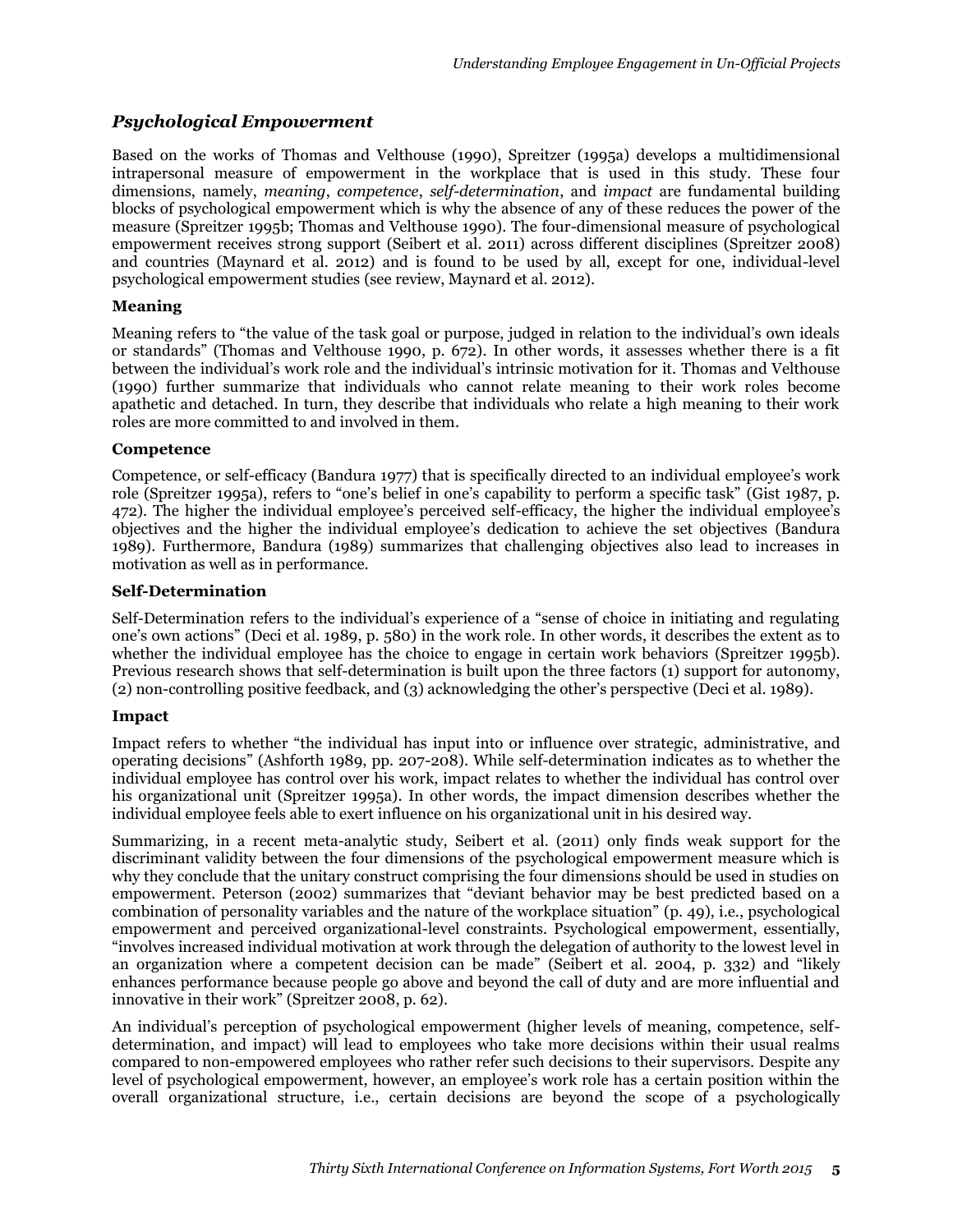## *Psychological Empowerment*

Based on the works of Thomas and Velthouse (1990), Spreitzer (1995a) develops a multidimensional intrapersonal measure of empowerment in the workplace that is used in this study. These four dimensions, namely, *meaning*, *competence*, *self-determination*, and *impact* are fundamental building blocks of psychological empowerment which is why the absence of any of these reduces the power of the measure (Spreitzer 1995b; Thomas and Velthouse 1990). The four-dimensional measure of psychological empowerment receives strong support (Seibert et al. 2011) across different disciplines (Spreitzer 2008) and countries (Maynard et al. 2012) and is found to be used by all, except for one, individual-level psychological empowerment studies (see review, Maynard et al. 2012).

### Meaning

Meaning refers to "the value of the task goal or purpose, judged in relation to the individual's own ideals or standards" (Thomas and Velthouse 1990, p. 672). In other words, it assesses whether there is a fit between the individual's work role and the individual's intrinsic motivation for it. Thomas and Velthouse (1990) further summarize that individuals who cannot relate meaning to their work roles become apathetic and detached. In turn, they describe that individuals who relate a high meaning to their work roles are more committed to and involved in them.

### Competence

Competence, or self-efficacy (Bandura 1977) that is specifically directed to an individual employee's work role (Spreitzer 1995a), refers to "one's belief in one's capability to perform a specific task" (Gist 1987, p. 472). The higher the individual employee's perceived self-efficacy, the higher the individual employee's objectives and the higher the individual employee's dedication to achieve the set objectives (Bandura 1989). Furthermore, Bandura (1989) summarizes that challenging objectives also lead to increases in motivation as well as in performance.

### Self-Determination

Self-Determination refers to the individual's experience of a "sense of choice in initiating and regulating one's own actions" (Deci et al. 1989, p. 580) in the work role. In other words, it describes the extent as to whether the individual employee has the choice to engage in certain work behaviors (Spreitzer 1995b). Previous research shows that self-determination is built upon the three factors (1) support for autonomy, (2) non-controlling positive feedback, and (3) acknowledging the other's perspective (Deci et al. 1989).

### Impact

Impact refers to whether "the individual has input into or influence over strategic, administrative, and operating decisions" (Ashforth 1989, pp. 207-208). While self-determination indicates as to whether the individual employee has control over his work, impact relates to whether the individual has control over his organizational unit (Spreitzer 1995a). In other words, the impact dimension describes whether the individual employee feels able to exert influence on his organizational unit in his desired way.

Summarizing, in a recent meta-analytic study, Seibert et al. (2011) only finds weak support for the discriminant validity between the four dimensions of the psychological empowerment measure which is why they conclude that the unitary construct comprising the four dimensions should be used in studies on empowerment. Peterson (2002) summarizes that "deviant behavior may be best predicted based on a combination of personality variables and the nature of the workplace situation" (p. 49), i.e., psychological empowerment and perceived organizational-level constraints. Psychological empowerment, essentially, "involves increased individual motivation at work through the delegation of authority to the lowest level in an organization where a competent decision can be made" (Seibert et al. 2004, p. 332) and "likely enhances performance because people go above and beyond the call of duty and are more influential and innovative in their work" (Spreitzer 2008, p. 62).

An individual's perception of psychological empowerment (higher levels of meaning, competence, self-determination, and impact) will lead to employees who take more decisions within their usual realms compared to non-empowered employees who rather refer such decisions to their supervisors. Despite any level of psychological empowerment, however, an employee's work role has a certain position within the overall organizational structure, i.e., certain decisions are beyond the scope of a psychologically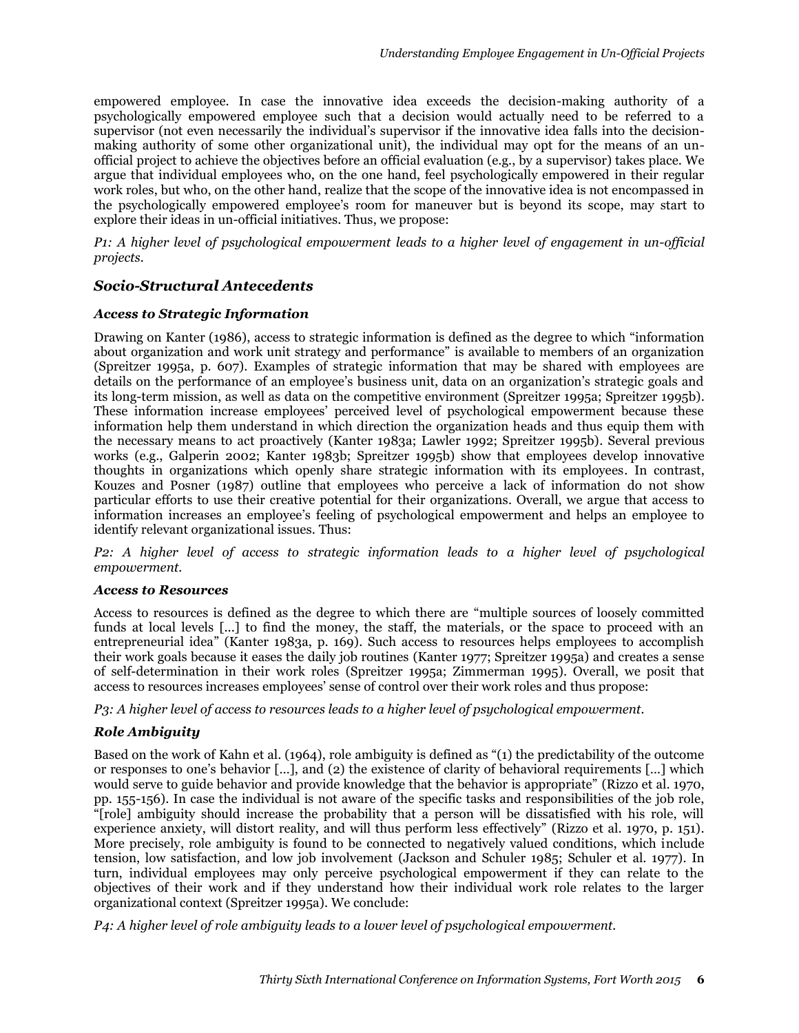empowered employee. In case the innovative idea exceeds the decision-making authority of a psychologically empowered employee such that a decision would actually need to be referred to a supervisor (not even necessarily the individual's supervisor if the innovative idea falls into the decision-making authority of some other organizational unit), the individual may opt for the means of an un-official project to achieve the objectives before an official evaluation (e.g., by a supervisor) takes place. We argue that individual employees who, on the one hand, feel psychologically empowered in their regular work roles, but who, on the other hand, realize that the scope of the innovative idea is not encompassed in the psychologically empowered employee's room for maneuver but is beyond its scope, may start to explore their ideas in un-official initiatives. Thus, we propose:

*P1: A higher level of psychological empowerment leads to a higher level of engagement in un-official projects.*

## Socio-Structural Antecedents

### Access to Strategic Information

Drawing on Kanter (1986), access to strategic information is defined as the degree to which "information about organization and work unit strategy and performance" is available to members of an organization (Spreitzer 1995a, p. 607). Examples of strategic information that may be shared with employees are details on the performance of an employee's business unit, data on an organization's strategic goals and its long-term mission, as well as data on the competitive environment (Spreitzer 1995a; Spreitzer 1995b). These information increase employees' perceived level of psychological empowerment because these information help them understand in which direction the organization heads and thus equip them with the necessary means to act proactively (Kanter 1983a; Lawler 1992; Spreitzer 1995b). Several previous works (e.g., Galperin 2002; Kanter 1983b; Spreitzer 1995b) show that employees develop innovative thoughts in organizations which openly share strategic information with its employees. In contrast, Kouzes and Posner (1987) outline that employees who perceive a lack of information do not show particular efforts to use their creative potential for their organizations. Overall, we argue that access to information increases an employee's feeling of psychological empowerment and helps an employee to identify relevant organizational issues. Thus:

*P2: A higher level of access to strategic information leads to a higher level of psychological empowerment.*

### Access to Resources

Access to resources is defined as the degree to which there are "multiple sources of loosely committed funds at local levels [...] to find the money, the staff, the materials, or the space to proceed with an entrepreneurial idea" (Kanter 1983a, p. 169). Such access to resources helps employees to accomplish their work goals because it eases the daily job routines (Kanter 1977; Spreitzer 1995a) and creates a sense of self-determination in their work roles (Spreitzer 1995a; Zimmerman 1995). Overall, we posit that access to resources increases employees' sense of control over their work roles and thus propose:

*P3: A higher level of access to resources leads to a higher level of psychological empowerment.*

### Role Ambiguity

Based on the work of Kahn et al. (1964), role ambiguity is defined as "(1) the predictability of the outcome or responses to one's behavior [...], and (2) the existence of clarity of behavioral requirements [...] which would serve to guide behavior and provide knowledge that the behavior is appropriate" (Rizzo et al. 1970, pp. 155-156). In case the individual is not aware of the specific tasks and responsibilities of the job role, "[role] ambiguity should increase the probability that a person will be dissatisfied with his role, will experience anxiety, will distort reality, and will thus perform less effectively" (Rizzo et al. 1970, p. 151). More precisely, role ambiguity is found to be connected to negatively valued conditions, which include tension, low satisfaction, and low job involvement (Jackson and Schuler 1985; Schuler et al. 1977). In turn, individual employees may only perceive psychological empowerment if they can relate to the objectives of their work and if they understand how their individual work role relates to the larger organizational context (Spreitzer 1995a). We conclude:

*P4: A higher level of role ambiguity leads to a lower level of psychological empowerment.*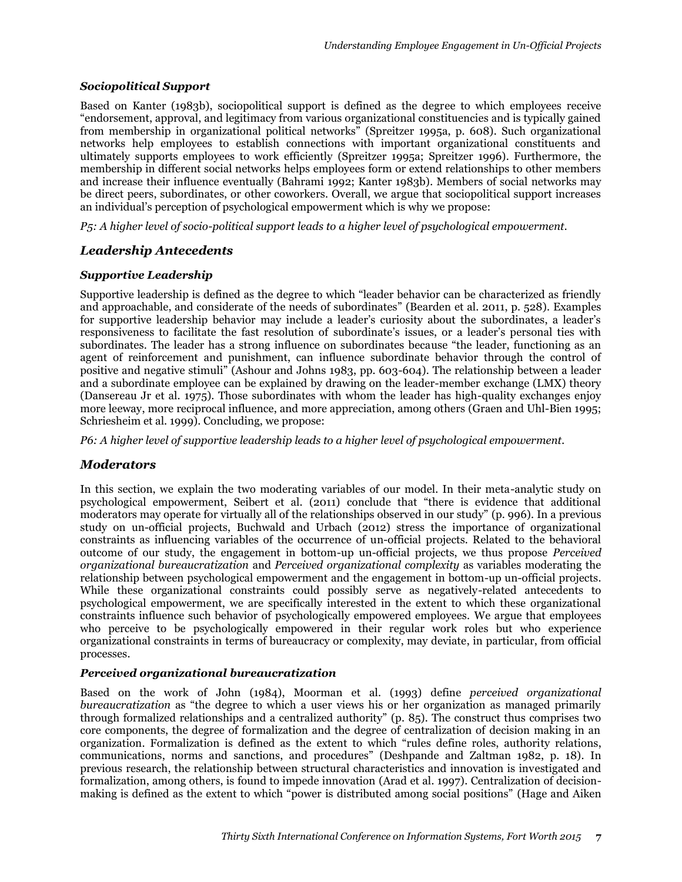### *Sociopolitical Support*

Based on Kanter (1983b), sociopolitical support is defined as the degree to which employees receive "endorsement, approval, and legitimacy from various organizational constituencies and is typically gained from membership in organizational political networks" (Spreitzer 1995a, p. 608). Such organizational networks help employees to establish connections with important organizational constituents and ultimately supports employees to work efficiently (Spreitzer 1995a; Spreitzer 1996). Furthermore, the membership in different social networks helps employees form or extend relationships to other members and increase their influence eventually (Bahrami 1992; Kanter 1983b). Members of social networks may be direct peers, subordinates, or other coworkers. Overall, we argue that sociopolitical support increases an individual's perception of psychological empowerment which is why we propose:

*P5: A higher level of socio-political support leads to a higher level of psychological empowerment.*

## *Leadership Antecedents*

### *Supportive Leadership*

Supportive leadership is defined as the degree to which "leader behavior can be characterized as friendly and approachable, and considerate of the needs of subordinates" (Bearden et al. 2011, p. 528). Examples for supportive leadership behavior may include a leader's curiosity about the subordinates, a leader's responsiveness to facilitate the fast resolution of subordinate's issues, or a leader's personal ties with subordinates. The leader has a strong influence on subordinates because "the leader, functioning as an agent of reinforcement and punishment, can influence subordinate behavior through the control of positive and negative stimuli" (Ashour and Johns 1983, pp. 603-604). The relationship between a leader and a subordinate employee can be explained by drawing on the leader-member exchange (LMX) theory (Dansereau Jr et al. 1975). Those subordinates with whom the leader has high-quality exchanges enjoy more leeway, more reciprocal influence, and more appreciation, among others (Graen and Uhl-Bien 1995; Schriesheim et al. 1999). Concluding, we propose:

*P6: A higher level of supportive leadership leads to a higher level of psychological empowerment.*

## *Moderators*

In this section, we explain the two moderating variables of our model. In their meta-analytic study on psychological empowerment, Seibert et al. (2011) conclude that "there is evidence that additional moderators may operate for virtually all of the relationships observed in our study" (p. 996). In a previous study on un-official projects, Buchwald and Urbach (2012) stress the importance of organizational constraints as influencing variables of the occurrence of un-official projects. Related to the behavioral outcome of our study, the engagement in bottom-up un-official projects, we thus propose *Perceived organizational bureaucratization* and *Perceived organizational complexity* as variables moderating the relationship between psychological empowerment and the engagement in bottom-up un-official projects. While these organizational constraints could possibly serve as negatively-related antecedents to psychological empowerment, we are specifically interested in the extent to which these organizational constraints influence such behavior of psychologically empowered employees. We argue that employees who perceive to be psychologically empowered in their regular work roles but who experience organizational constraints in terms of bureaucracy or complexity, may deviate, in particular, from official processes.

### *Perceived organizational bureaucratization*

Based on the work of John (1984), Moorman et al. (1993) define *perceived organizational bureaucratization* as "the degree to which a user views his or her organization as managed primarily through formalized relationships and a centralized authority" (p. 85). The construct thus comprises two core components, the degree of formalization and the degree of centralization of decision making in an organization. Formalization is defined as the extent to which "rules define roles, authority relations, communications, norms and sanctions, and procedures" (Deshpande and Zaltman 1982, p. 18). In previous research, the relationship between structural characteristics and innovation is investigated and formalization, among others, is found to impede innovation (Arad et al. 1997). Centralization of decision-making is defined as the extent to which "power is distributed among social positions" (Hage and Aiken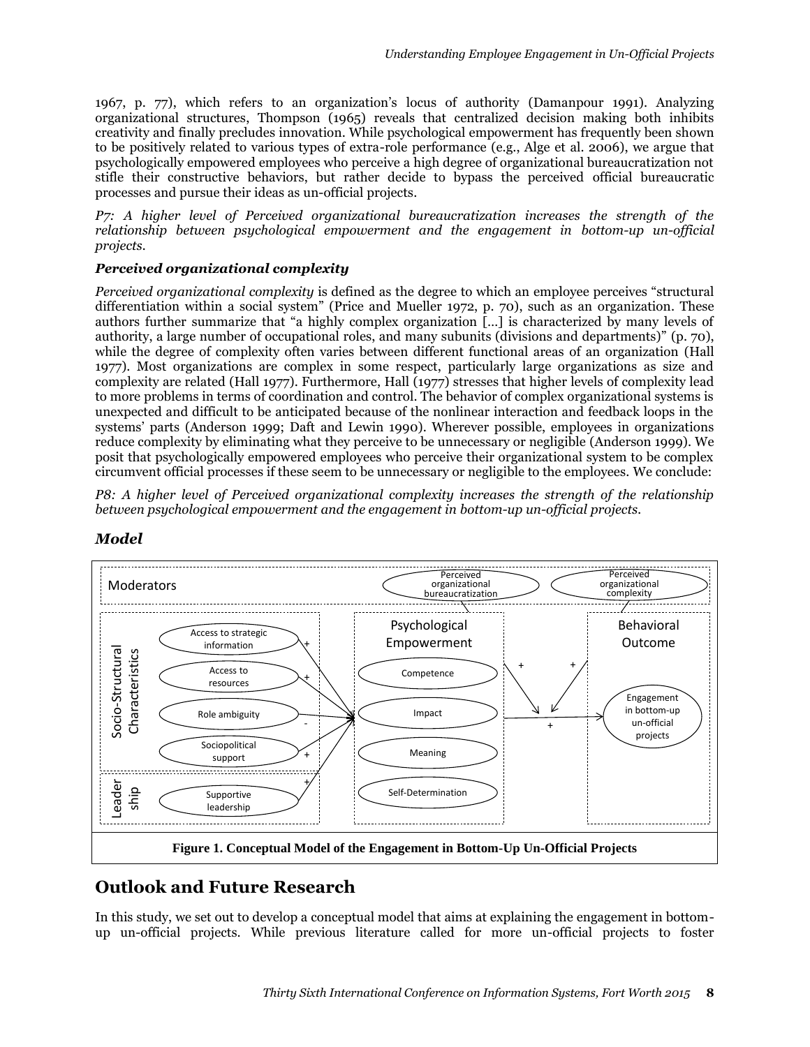1967, p. 77), which refers to an organization's locus of authority (Damanpour 1991). Analyzing organizational structures, Thompson (1965) reveals that centralized decision making both inhibits creativity and finally precludes innovation. While psychological empowerment has frequently been shown to be positively related to various types of extra-role performance (e.g., Alge et al. 2006), we argue that psychologically empowered employees who perceive a high degree of organizational bureaucratization not stifle their constructive behaviors, but rather decide to bypass the perceived official bureaucratic processes and pursue their ideas as un-official projects.

*P7: A higher level of Perceived organizational bureaucratization increases the strength of the relationship between psychological empowerment and the engagement in bottom-up un-official projects.*

### *Perceived organizational complexity*

*Perceived organizational complexity* is defined as the degree to which an employee perceives "structural differentiation within a social system" (Price and Mueller 1972, p. 70), such as an organization. These authors further summarize that "a highly complex organization [...] is characterized by many levels of authority, a large number of occupational roles, and many subunits (divisions and departments)" (p. 70), while the degree of complexity often varies between different functional areas of an organization (Hall 1977). Most organizations are complex in some respect, particularly large organizations as size and complexity are related (Hall 1977). Furthermore, Hall (1977) stresses that higher levels of complexity lead to more problems in terms of coordination and control. The behavior of complex organizational systems is unexpected and difficult to be anticipated because of the nonlinear interaction and feedback loops in the systems' parts (Anderson 1999; Daft and Lewin 1990). Wherever possible, employees in organizations reduce complexity by eliminating what they perceive to be unnecessary or negligible (Anderson 1999). We posit that psychologically empowered employees who perceive their organizational system to be complex circumvent official processes if these seem to be unnecessary or negligible to the employees. We conclude:

*P8: A higher level of Perceived organizational complexity increases the strength of the relationship between psychological empowerment and the engagement in bottom-up un-official projects.*

## *Model*

**Figure 1. Conceptual Model of the Engagement in Bottom-Up Un-Official Projects**

# Outlook and Future Research

In this study, we set out to develop a conceptual model that aims at explaining the engagement in bottom-up un-official projects. While previous literature called for more un-official projects to foster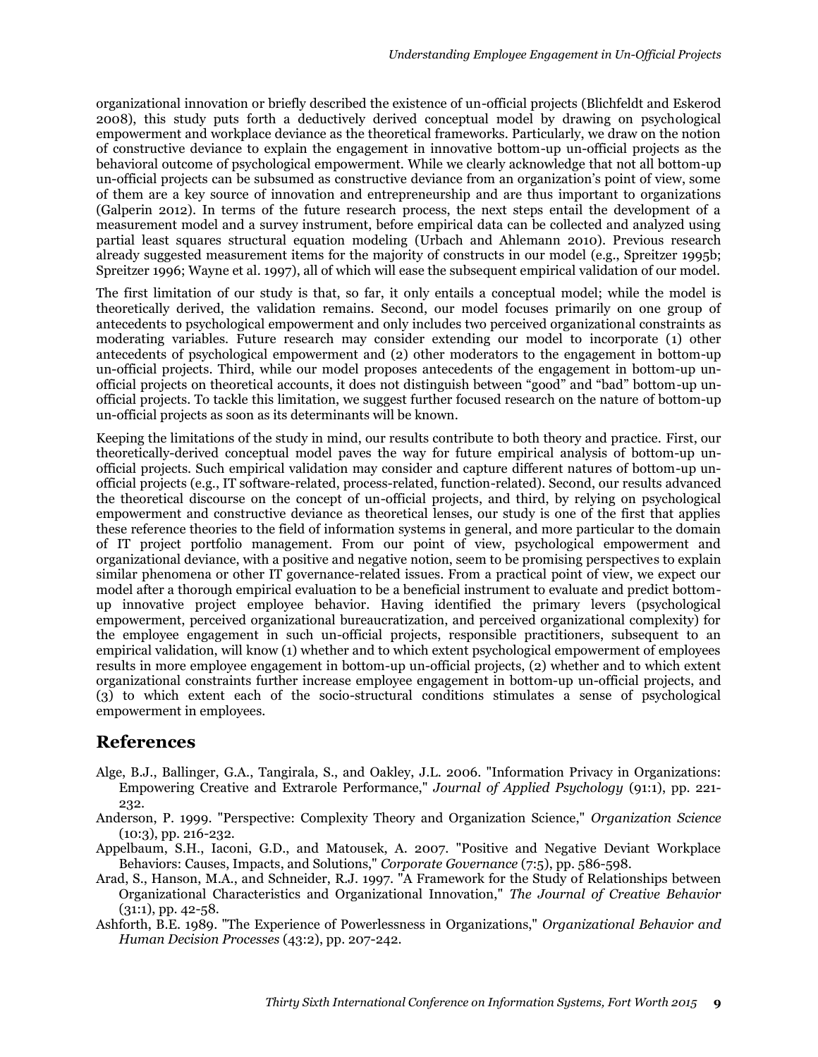organizational innovation or briefly described the existence of un-official projects (Blichfeldt and Eskerod 2008), this study puts forth a deductively derived conceptual model by drawing on psychological empowerment and workplace deviance as the theoretical frameworks. Particularly, we draw on the notion of constructive deviance to explain the engagement in innovative bottom-up un-official projects as the behavioral outcome of psychological empowerment. While we clearly acknowledge that not all bottom-up un-official projects can be subsumed as constructive deviance from an organization's point of view, some of them are a key source of innovation and entrepreneurship and are thus important to organizations (Galperin 2012). In terms of the future research process, the next steps entail the development of a measurement model and a survey instrument, before empirical data can be collected and analyzed using partial least squares structural equation modeling (Urbach and Ahlemann 2010). Previous research already suggested measurement items for the majority of constructs in our model (e.g., Spreitzer 1995b; Spreitzer 1996; Wayne et al. 1997), all of which will ease the subsequent empirical validation of our model.

The first limitation of our study is that, so far, it only entails a conceptual model; while the model is theoretically derived, the validation remains. Second, our model focuses primarily on one group of antecedents to psychological empowerment and only includes two perceived organizational constraints as moderating variables. Future research may consider extending our model to incorporate (1) other antecedents of psychological empowerment and (2) other moderators to the engagement in bottom-up un-official projects. Third, while our model proposes antecedents of the engagement in bottom-up un-official projects on theoretical accounts, it does not distinguish between "good" and "bad" bottom-up un-official projects. To tackle this limitation, we suggest further focused research on the nature of bottom-up un-official projects as soon as its determinants will be known.

Keeping the limitations of the study in mind, our results contribute to both theory and practice. First, our theoretically-derived conceptual model paves the way for future empirical analysis of bottom-up un-official projects. Such empirical validation may consider and capture different natures of bottom-up un-official projects (e.g., IT software-related, process-related, function-related). Second, our results advanced the theoretical discourse on the concept of un-official projects, and third, by relying on psychological empowerment and constructive deviance as theoretical lenses, our study is one of the first that applies these reference theories to the field of information systems in general, and more particular to the domain of IT project portfolio management. From our point of view, psychological empowerment and organizational deviance, with a positive and negative notion, seem to be promising perspectives to explain similar phenomena or other IT governance-related issues. From a practical point of view, we expect our model after a thorough empirical evaluation to be a beneficial instrument to evaluate and predict bottom-up innovative project employee behavior. Having identified the primary levers (psychological empowerment, perceived organizational bureaucratization, and perceived organizational complexity) for the employee engagement in such un-official projects, responsible practitioners, subsequent to an empirical validation, will know (1) whether and to which extent psychological empowerment of employees results in more employee engagement in bottom-up un-official projects, (2) whether and to which extent organizational constraints further increase employee engagement in bottom-up un-official projects, and (3) to which extent each of the socio-structural conditions stimulates a sense of psychological empowerment in employees.

## References

Alge, B.J., Ballinger, G.A., Tangirala, S., and Oakley, J.L. 2006. "Information Privacy in Organizations: Empowering Creative and Extrarole Performance," *Journal of Applied Psychology* (91:1), pp. 221-232.

Anderson, P. 1999. "Perspective: Complexity Theory and Organization Science," *Organization Science* (10:3), pp. 216-232.

Appelbaum, S.H., Iaconi, G.D., and Matousek, A. 2007. "Positive and Negative Deviant Workplace Behaviors: Causes, Impacts, and Solutions," *Corporate Governance* (7:5), pp. 586-598.

Arad, S., Hanson, M.A., and Schneider, R.J. 1997. "A Framework for the Study of Relationships between Organizational Characteristics and Organizational Innovation," *The Journal of Creative Behavior* (31:1), pp. 42-58.

Ashforth, B.E. 1989. "The Experience of Powerlessness in Organizations," *Organizational Behavior and Human Decision Processes* (43:2), pp. 207-242.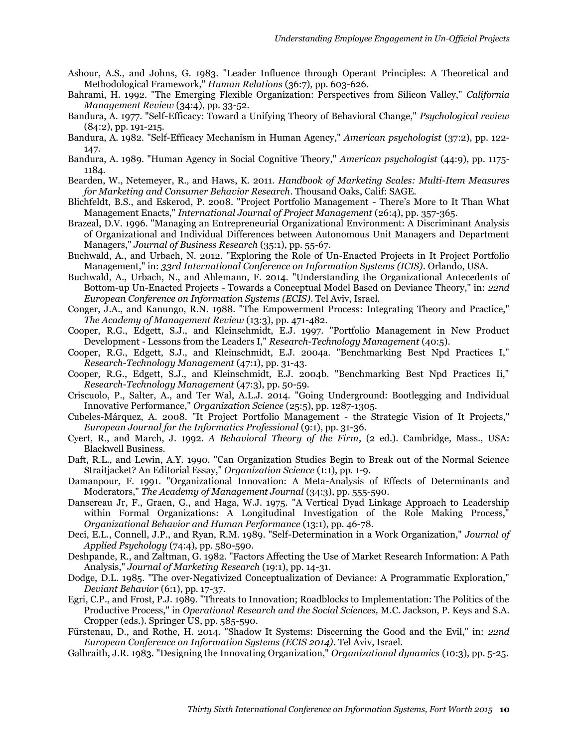Ashour, A.S., and Johns, G. 1983. "Leader Influence through Operant Principles: A Theoretical and Methodological Framework," *Human Relations* (36:7), pp. 603-626.

Bahrami, H. 1992. "The Emerging Flexible Organization: Perspectives from Silicon Valley," *California Management Review* (34:4), pp. 33-52.

Bandura, A. 1977. "Self-Efficacy: Toward a Unifying Theory of Behavioral Change," *Psychological review* (84:2), pp. 191-215.

Bandura, A. 1982. "Self-Efficacy Mechanism in Human Agency," *American psychologist* (37:2), pp. 122-147.

Bandura, A. 1989. "Human Agency in Social Cognitive Theory," *American psychologist* (44:9), pp. 1175-1184.

Bearden, W., Netemeyer, R., and Haws, K. 2011. *Handbook of Marketing Scales: Multi-Item Measures for Marketing and Consumer Behavior Research*. Thousand Oaks, Calif: SAGE.

Blichfeldt, B.S., and Eskerod, P. 2008. "Project Portfolio Management - There's More to It Than What Management Enacts," *International Journal of Project Management* (26:4), pp. 357-365.

Brazeal, D.V. 1996. "Managing an Entrepreneurial Organizational Environment: A Discriminant Analysis of Organizational and Individual Differences between Autonomous Unit Managers and Department Managers," *Journal of Business Research* (35:1), pp. 55-67.

Buchwald, A., and Urbach, N. 2012. "Exploring the Role of Un-Enacted Projects in It Project Portfolio Management," in: *33rd International Conference on Information Systems (ICIS)*. Orlando, USA.

Buchwald, A., Urbach, N., and Ahlemann, F. 2014. "Understanding the Organizational Antecedents of Bottom-up Un-Enacted Projects - Towards a Conceptual Model Based on Deviance Theory," in: *22nd European Conference on Information Systems (ECIS)*. Tel Aviv, Israel.

Conger, J.A., and Kanungo, R.N. 1988. "The Empowerment Process: Integrating Theory and Practice," *The Academy of Management Review* (13:3), pp. 471-482.

Cooper, R.G., Edgett, S.J., and Kleinschmidt, E.J. 1997. "Portfolio Management in New Product Development - Lessons from the Leaders I," *Research-Technology Management* (40:5).

Cooper, R.G., Edgett, S.J., and Kleinschmidt, E.J. 2004a. "Benchmarking Best Npd Practices I," *Research-Technology Management* (47:1), pp. 31-43.

Cooper, R.G., Edgett, S.J., and Kleinschmidt, E.J. 2004b. "Benchmarking Best Npd Practices Ii," *Research-Technology Management* (47:3), pp. 50-59.

Criscuolo, P., Salter, A., and Ter Wal, A.L.J. 2014. "Going Underground: Bootlegging and Individual Innovative Performance," *Organization Science* (25:5), pp. 1287-1305.

Cubeles-Márquez, A. 2008. "It Project Portfolio Management - the Strategic Vision of It Projects," *European Journal for the Informatics Professional* (9:1), pp. 31-36.

Cyert, R., and March, J. 1992. *A Behavioral Theory of the Firm*, (2 ed.). Cambridge, Mass., USA: Blackwell Business.

Daft, R.L., and Lewin, A.Y. 1990. "Can Organization Studies Begin to Break out of the Normal Science Straitjacket? An Editorial Essay," *Organization Science* (1:1), pp. 1-9.

Damanpour, F. 1991. "Organizational Innovation: A Meta-Analysis of Effects of Determinants and Moderators," *The Academy of Management Journal* (34:3), pp. 555-590.

Dansereau Jr, F., Graen, G., and Haga, W.J. 1975. "A Vertical Dyad Linkage Approach to Leadership within Formal Organizations: A Longitudinal Investigation of the Role Making Process," *Organizational Behavior and Human Performance* (13:1), pp. 46-78.

Deci, E.L., Connell, J.P., and Ryan, R.M. 1989. "Self-Determination in a Work Organization," *Journal of Applied Psychology* (74:4), pp. 580-590.

Deshpande, R., and Zaltman, G. 1982. "Factors Affecting the Use of Market Research Information: A Path Analysis," *Journal of Marketing Research* (19:1), pp. 14-31.

Dodge, D.L. 1985. "The over-Negativized Conceptualization of Deviance: A Programmatic Exploration," *Deviant Behavior* (6:1), pp. 17-37.

Egri, C.P., and Frost, P.J. 1989. "Threats to Innovation; Roadblocks to Implementation: The Politics of the Productive Process," in *Operational Research and the Social Sciences,* M.C. Jackson, P. Keys and S.A. Cropper (eds.). Springer US, pp. 585-590.

Fürstenau, D., and Rothe, H. 2014. "Shadow It Systems: Discerning the Good and the Evil," in: *22nd European Conference on Information Systems (ECIS 2014)*. Tel Aviv, Israel.

Galbraith, J.R. 1983. "Designing the Innovating Organization," *Organizational dynamics* (10:3), pp. 5-25.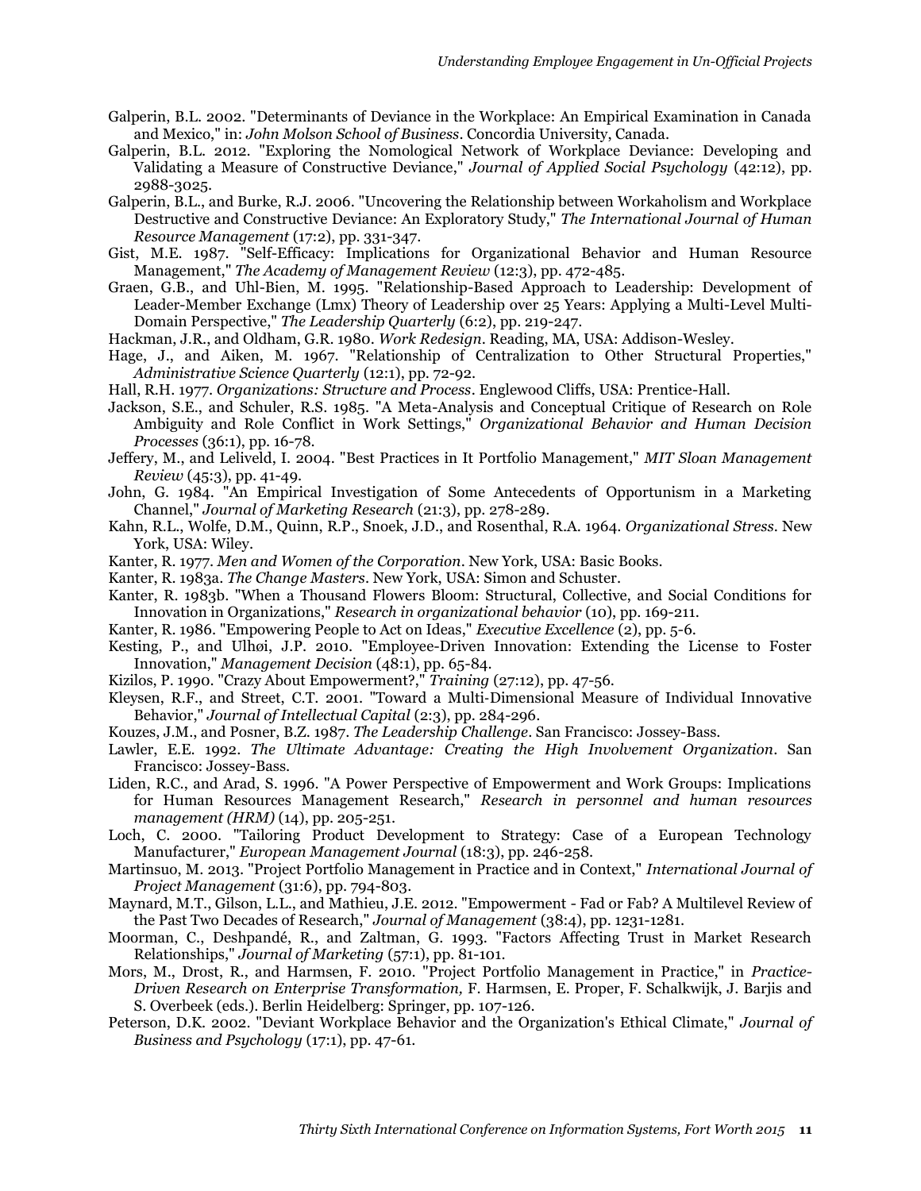Galperin, B.L. 2002. "Determinants of Deviance in the Workplace: An Empirical Examination in Canada and Mexico," in: *John Molson School of Business*. Concordia University, Canada.

Galperin, B.L. 2012. "Exploring the Nomological Network of Workplace Deviance: Developing and Validating a Measure of Constructive Deviance," *Journal of Applied Social Psychology* (42:12), pp. 2988-3025.

Galperin, B.L., and Burke, R.J. 2006. "Uncovering the Relationship between Workaholism and Workplace Destructive and Constructive Deviance: An Exploratory Study," *The International Journal of Human Resource Management* (17:2), pp. 331-347.

Gist, M.E. 1987. "Self-Efficacy: Implications for Organizational Behavior and Human Resource Management," *The Academy of Management Review* (12:3), pp. 472-485.

Graen, G.B., and Uhl-Bien, M. 1995. "Relationship-Based Approach to Leadership: Development of Leader-Member Exchange (Lmx) Theory of Leadership over 25 Years: Applying a Multi-Level Multi-Domain Perspective," *The Leadership Quarterly* (6:2), pp. 219-247.

Hackman, J.R., and Oldham, G.R. 1980. *Work Redesign*. Reading, MA, USA: Addison-Wesley.

Hage, J., and Aiken, M. 1967. "Relationship of Centralization to Other Structural Properties," *Administrative Science Quarterly* (12:1), pp. 72-92.

Hall, R.H. 1977. *Organizations: Structure and Process*. Englewood Cliffs, USA: Prentice-Hall.

Jackson, S.E., and Schuler, R.S. 1985. "A Meta-Analysis and Conceptual Critique of Research on Role Ambiguity and Role Conflict in Work Settings," *Organizational Behavior and Human Decision Processes* (36:1), pp. 16-78.

Jeffery, M., and Leliveld, I. 2004. "Best Practices in It Portfolio Management," *MIT Sloan Management Review* (45:3), pp. 41-49.

John, G. 1984. "An Empirical Investigation of Some Antecedents of Opportunism in a Marketing Channel," *Journal of Marketing Research* (21:3), pp. 278-289.

Kahn, R.L., Wolfe, D.M., Quinn, R.P., Snoek, J.D., and Rosenthal, R.A. 1964. *Organizational Stress*. New York, USA: Wiley.

Kanter, R. 1977. *Men and Women of the Corporation*. New York, USA: Basic Books.

Kanter, R. 1983a. *The Change Masters*. New York, USA: Simon and Schuster.

Kanter, R. 1983b. "When a Thousand Flowers Bloom: Structural, Collective, and Social Conditions for Innovation in Organizations," *Research in organizational behavior* (10), pp. 169-211.

Kanter, R. 1986. "Empowering People to Act on Ideas," *Executive Excellence* (2), pp. 5-6.

Kesting, P., and Ulhøi, J.P. 2010. "Employee-Driven Innovation: Extending the License to Foster Innovation," *Management Decision* (48:1), pp. 65-84.

Kizilos, P. 1990. "Crazy About Empowerment?," *Training* (27:12), pp. 47-56.

Kleysen, R.F., and Street, C.T. 2001. "Toward a Multi-Dimensional Measure of Individual Innovative Behavior," *Journal of Intellectual Capital* (2:3), pp. 284-296.

Kouzes, J.M., and Posner, B.Z. 1987. *The Leadership Challenge*. San Francisco: Jossey-Bass.

Lawler, E.E. 1992. *The Ultimate Advantage: Creating the High Involvement Organization*. San Francisco: Jossey-Bass.

Liden, R.C., and Arad, S. 1996. "A Power Perspective of Empowerment and Work Groups: Implications for Human Resources Management Research," *Research in personnel and human resources management (HRM)* (14), pp. 205-251.

Loch, C. 2000. "Tailoring Product Development to Strategy: Case of a European Technology Manufacturer," *European Management Journal* (18:3), pp. 246-258.

Martinsuo, M. 2013. "Project Portfolio Management in Practice and in Context," *International Journal of Project Management* (31:6), pp. 794-803.

Maynard, M.T., Gilson, L.L., and Mathieu, J.E. 2012. "Empowerment - Fad or Fab? A Multilevel Review of the Past Two Decades of Research," *Journal of Management* (38:4), pp. 1231-1281.

Moorman, C., Deshpandé, R., and Zaltman, G. 1993. "Factors Affecting Trust in Market Research Relationships," *Journal of Marketing* (57:1), pp. 81-101.

Mors, M., Drost, R., and Harmsen, F. 2010. "Project Portfolio Management in Practice," in *Practice-Driven Research on Enterprise Transformation,* F. Harmsen, E. Proper, F. Schalkwijk, J. Barjis and S. Overbeek (eds.). Berlin Heidelberg: Springer, pp. 107-126.

Peterson, D.K. 2002. "Deviant Workplace Behavior and the Organization's Ethical Climate," *Journal of Business and Psychology* (17:1), pp. 47-61.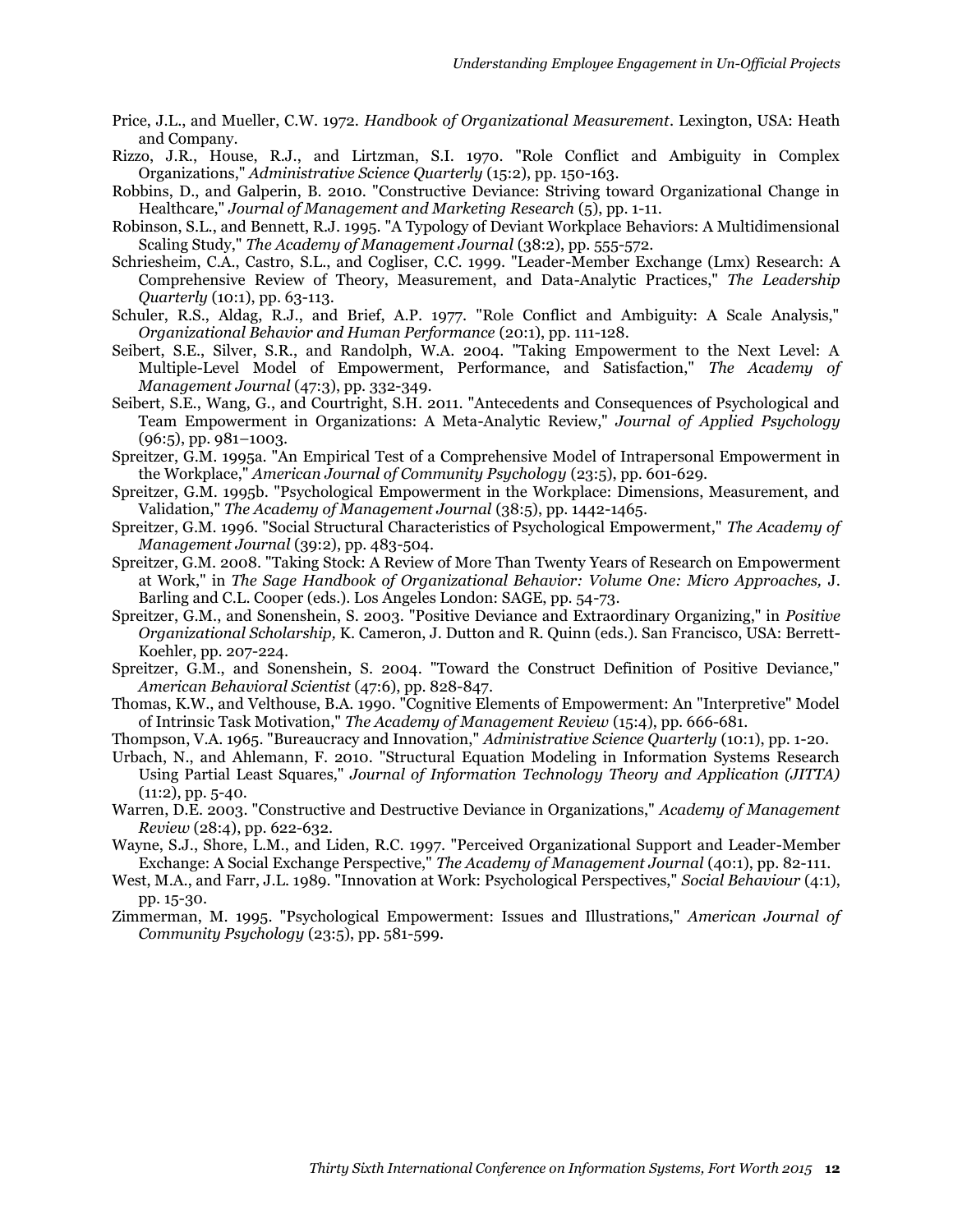Price, J.L., and Mueller, C.W. 1972. *Handbook of Organizational Measurement*. Lexington, USA: Heath and Company.

Rizzo, J.R., House, R.J., and Lirtzman, S.I. 1970. "Role Conflict and Ambiguity in Complex Organizations," *Administrative Science Quarterly* (15:2), pp. 150-163.

Robbins, D., and Galperin, B. 2010. "Constructive Deviance: Striving toward Organizational Change in Healthcare," *Journal of Management and Marketing Research* (5), pp. 1-11.

Robinson, S.L., and Bennett, R.J. 1995. "A Typology of Deviant Workplace Behaviors: A Multidimensional Scaling Study," *The Academy of Management Journal* (38:2), pp. 555-572.

Schriesheim, C.A., Castro, S.L., and Cogliser, C.C. 1999. "Leader-Member Exchange (Lmx) Research: A Comprehensive Review of Theory, Measurement, and Data-Analytic Practices," *The Leadership Quarterly* (10:1), pp. 63-113.

Schuler, R.S., Aldag, R.J., and Brief, A.P. 1977. "Role Conflict and Ambiguity: A Scale Analysis," *Organizational Behavior and Human Performance* (20:1), pp. 111-128.

Seibert, S.E., Silver, S.R., and Randolph, W.A. 2004. "Taking Empowerment to the Next Level: A Multiple-Level Model of Empowerment, Performance, and Satisfaction," *The Academy of Management Journal* (47:3), pp. 332-349.

Seibert, S.E., Wang, G., and Courtright, S.H. 2011. "Antecedents and Consequences of Psychological and Team Empowerment in Organizations: A Meta-Analytic Review," *Journal of Applied Psychology* (96:5), pp. 981–1003.

Spreitzer, G.M. 1995a. "An Empirical Test of a Comprehensive Model of Intrapersonal Empowerment in the Workplace," *American Journal of Community Psychology* (23:5), pp. 601-629.

Spreitzer, G.M. 1995b. "Psychological Empowerment in the Workplace: Dimensions, Measurement, and Validation," *The Academy of Management Journal* (38:5), pp. 1442-1465.

Spreitzer, G.M. 1996. "Social Structural Characteristics of Psychological Empowerment," *The Academy of Management Journal* (39:2), pp. 483-504.

Spreitzer, G.M. 2008. "Taking Stock: A Review of More Than Twenty Years of Research on Empowerment at Work," in *The Sage Handbook of Organizational Behavior: Volume One: Micro Approaches,* J. Barling and C.L. Cooper (eds.). Los Angeles London: SAGE, pp. 54-73.

Spreitzer, G.M., and Sonenshein, S. 2003. "Positive Deviance and Extraordinary Organizing," in *Positive Organizational Scholarship,* K. Cameron, J. Dutton and R. Quinn (eds.). San Francisco, USA: Berrett-Koehler, pp. 207-224.

Spreitzer, G.M., and Sonenshein, S. 2004. "Toward the Construct Definition of Positive Deviance," *American Behavioral Scientist* (47:6), pp. 828-847.

Thomas, K.W., and Velthouse, B.A. 1990. "Cognitive Elements of Empowerment: An "Interpretive" Model of Intrinsic Task Motivation," *The Academy of Management Review* (15:4), pp. 666-681.

Thompson, V.A. 1965. "Bureaucracy and Innovation," *Administrative Science Quarterly* (10:1), pp. 1-20.

Urbach, N., and Ahlemann, F. 2010. "Structural Equation Modeling in Information Systems Research Using Partial Least Squares," *Journal of Information Technology Theory and Application (JITTA)* (11:2), pp. 5-40.

Warren, D.E. 2003. "Constructive and Destructive Deviance in Organizations," *Academy of Management Review* (28:4), pp. 622-632.

Wayne, S.J., Shore, L.M., and Liden, R.C. 1997. "Perceived Organizational Support and Leader-Member Exchange: A Social Exchange Perspective," *The Academy of Management Journal* (40:1), pp. 82-111.

West, M.A., and Farr, J.L. 1989. "Innovation at Work: Psychological Perspectives," *Social Behaviour* (4:1), pp. 15-30.

Zimmerman, M. 1995. "Psychological Empowerment: Issues and Illustrations," *American Journal of Community Psychology* (23:5), pp. 581-599.